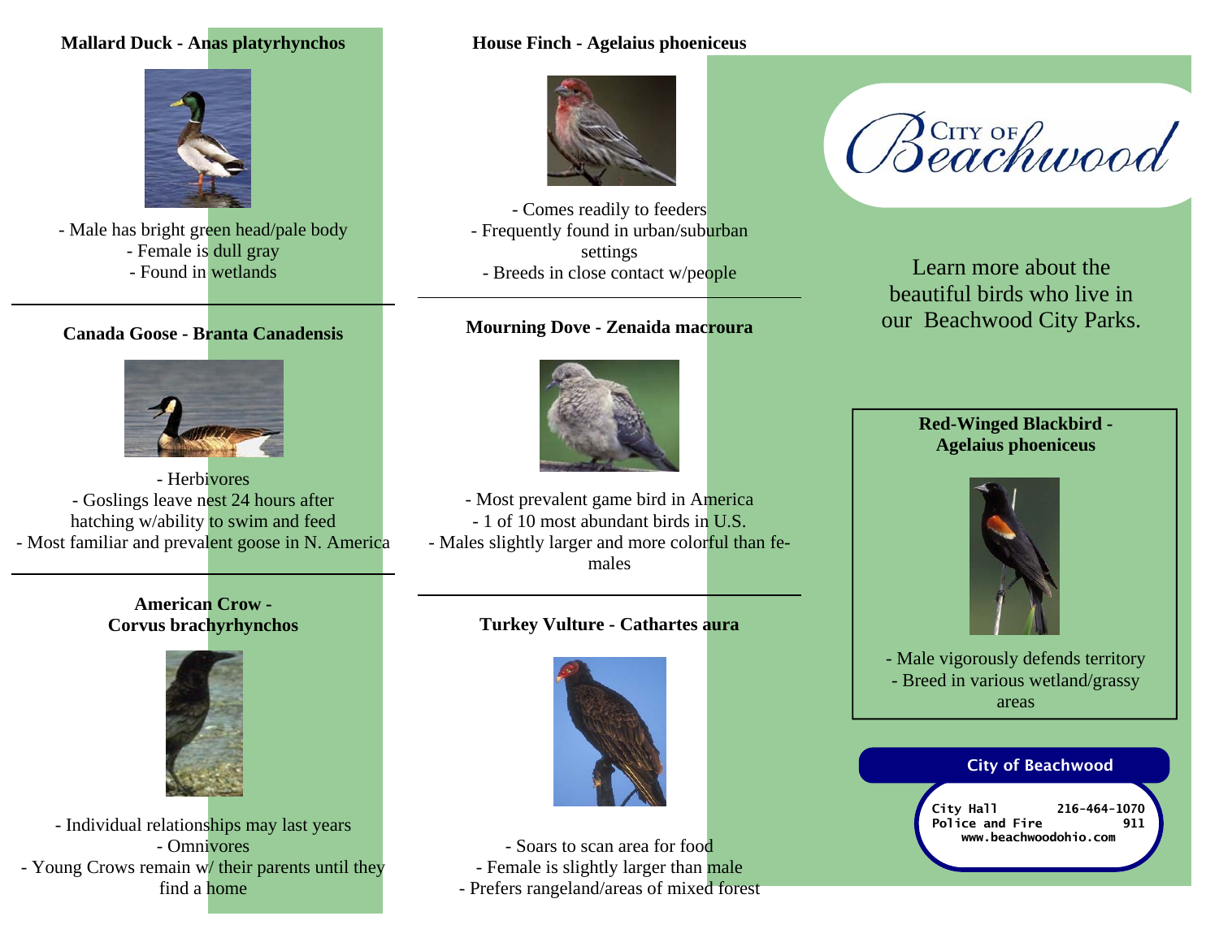### Mallard Duck - Anas platyrhynchos

- Male has bright green head/pale body
- Female is dull gray
- Found in wetlands

### Canada Goose - Branta Canadensis

- Herbivores
- Goslings leave nest 24 hours after hatching w/ability to swim and feed
- Most familiar and prevalent goose in N. America

### American Crow - Corvus brachyrhynchos

- Individual relationships may last years
- Omnivores
- Young Crows remain w/ their parents until they find a home

### House Finch - Agelaius phoeniceus

- Comes readily to feeders
- Frequently found in urban/suburban settings
- Breeds in close contact w/people

### Mourning Dove - Zenaida macroura

- Most prevalent game bird in America
- 1 of 10 most abundant birds in U.S.
- Males slightly larger and more colorful than females

### Turkey Vulture - Cathartes aura

- Soars to scan area for food
- Female is slightly larger than male
- Prefers rangeland/areas of mixed forest

# City of Beachwood

Learn more about the beautiful birds who live in our Beachwood City Parks.

### Red-Winged Blackbird - Agelaius phoeniceus

- Male vigorously defends territory
- Breed in various wetland/grassy areas

**City of Beachwood**

| | |
|---|---|
| City Hall | 216-464-1070 |
| Police and Fire | 911 |

www.beachwoodohio.com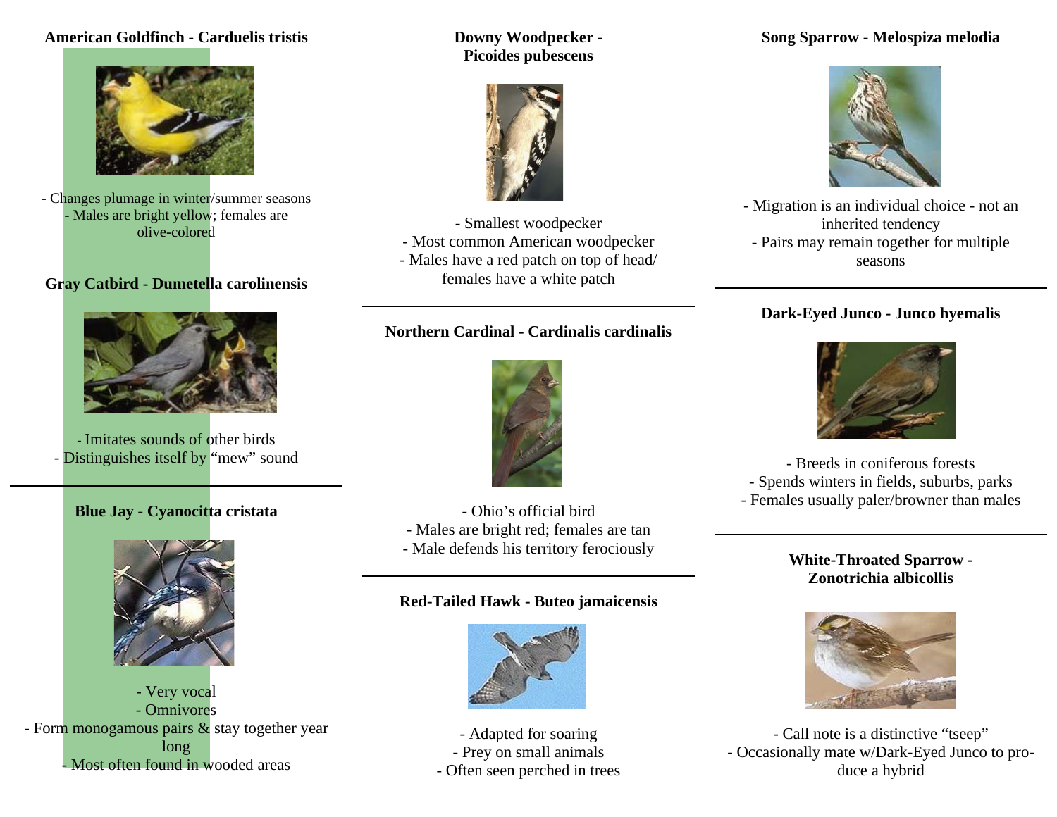### American Goldfinch - Carduelis tristis

- Changes plumage in winter/summer seasons
- Males are bright yellow; females are olive-colored

### Gray Catbird - Dumetella carolinensis

- Imitates sounds of other birds
- Distinguishes itself by "mew" sound

### Blue Jay - Cyanocitta cristata

- Very vocal
- Omnivores
- Form monogamous pairs & stay together year long
- Most often found in wooded areas

### Downy Woodpecker - Picoides pubescens

- Smallest woodpecker
- Most common American woodpecker
- Males have a red patch on top of head/ females have a white patch

### Northern Cardinal - Cardinalis cardinalis

- Ohio's official bird
- Males are bright red; females are tan
- Male defends his territory ferociously

### Red-Tailed Hawk - Buteo jamaicensis

- Adapted for soaring
- Prey on small animals
- Often seen perched in trees

### Song Sparrow - Melospiza melodia

- Migration is an individual choice - not an inherited tendency
- Pairs may remain together for multiple seasons

### Dark-Eyed Junco - Junco hyemalis

- Breeds in coniferous forests
- Spends winters in fields, suburbs, parks
- Females usually paler/browner than males

### White-Throated Sparrow - Zonotrichia albicollis

- Call note is a distinctive "tseep"
- Occasionally mate w/Dark-Eyed Junco to produce a hybrid